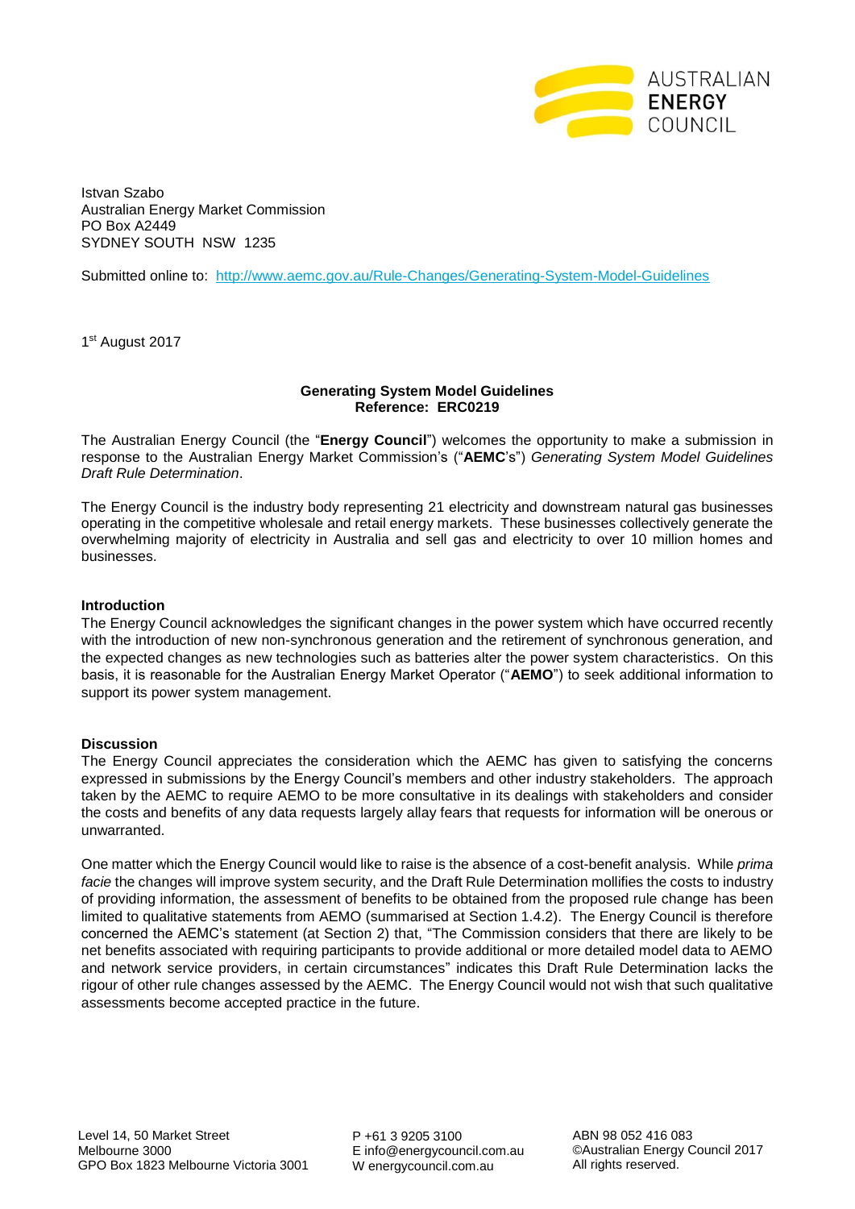Istvan Szabo
Australian Energy Market Commission
PO Box A2449
SYDNEY SOUTH NSW 1235

Submitted online to: http://www.aemc.gov.au/Rule-Changes/Generating-System-Model-Guidelines

1st August 2017

**Generating System Model Guidelines**
**Reference: ERC0219**

The Australian Energy Council (the "**Energy Council**") welcomes the opportunity to make a submission in response to the Australian Energy Market Commission's ("**AEMC**'s") *Generating System Model Guidelines Draft Rule Determination*.

The Energy Council is the industry body representing 21 electricity and downstream natural gas businesses operating in the competitive wholesale and retail energy markets. These businesses collectively generate the overwhelming majority of electricity in Australia and sell gas and electricity to over 10 million homes and businesses.

**Introduction**

The Energy Council acknowledges the significant changes in the power system which have occurred recently with the introduction of new non-synchronous generation and the retirement of synchronous generation, and the expected changes as new technologies such as batteries alter the power system characteristics. On this basis, it is reasonable for the Australian Energy Market Operator ("**AEMO**") to seek additional information to support its power system management.

**Discussion**

The Energy Council appreciates the consideration which the AEMC has given to satisfying the concerns expressed in submissions by the Energy Council's members and other industry stakeholders. The approach taken by the AEMC to require AEMO to be more consultative in its dealings with stakeholders and consider the costs and benefits of any data requests largely allay fears that requests for information will be onerous or unwarranted.

One matter which the Energy Council would like to raise is the absence of a cost-benefit analysis. While *prima facie* the changes will improve system security, and the Draft Rule Determination mollifies the costs to industry of providing information, the assessment of benefits to be obtained from the proposed rule change has been limited to qualitative statements from AEMO (summarised at Section 1.4.2). The Energy Council is therefore concerned the AEMC's statement (at Section 2) that, "The Commission considers that there are likely to be net benefits associated with requiring participants to provide additional or more detailed model data to AEMO and network service providers, in certain circumstances" indicates this Draft Rule Determination lacks the rigour of other rule changes assessed by the AEMC. The Energy Council would not wish that such qualitative assessments become accepted practice in the future.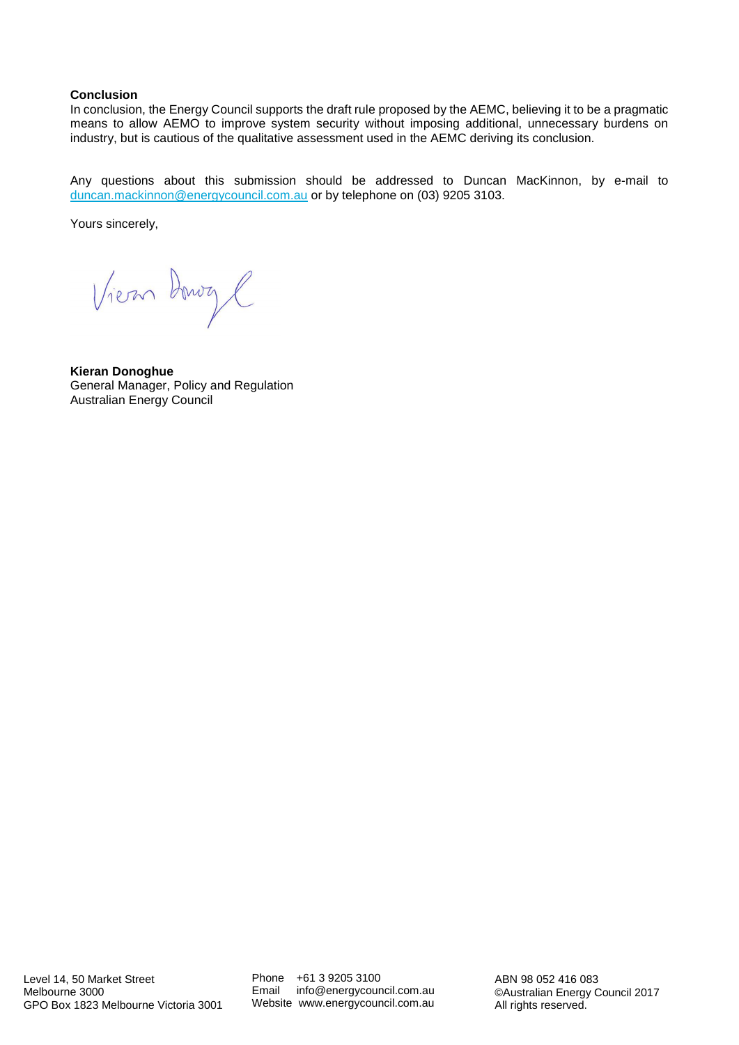**Conclusion**

In conclusion, the Energy Council supports the draft rule proposed by the AEMC, believing it to be a pragmatic means to allow AEMO to improve system security without imposing additional, unnecessary burdens on industry, but is cautious of the qualitative assessment used in the AEMC deriving its conclusion.

Any questions about this submission should be addressed to Duncan MacKinnon, by e-mail to duncan.mackinnon@energycouncil.com.au or by telephone on (03) 9205 3103.

Yours sincerely,

**Kieran Donoghue**
General Manager, Policy and Regulation
Australian Energy Council

Level 14, 50 Market Street
Melbourne 3000
GPO Box 1823 Melbourne Victoria 3001

Phone +61 3 9205 3100
Email info@energycouncil.com.au
Website www.energycouncil.com.au

ABN 98 052 416 083
©Australian Energy Council 2017
All rights reserved.